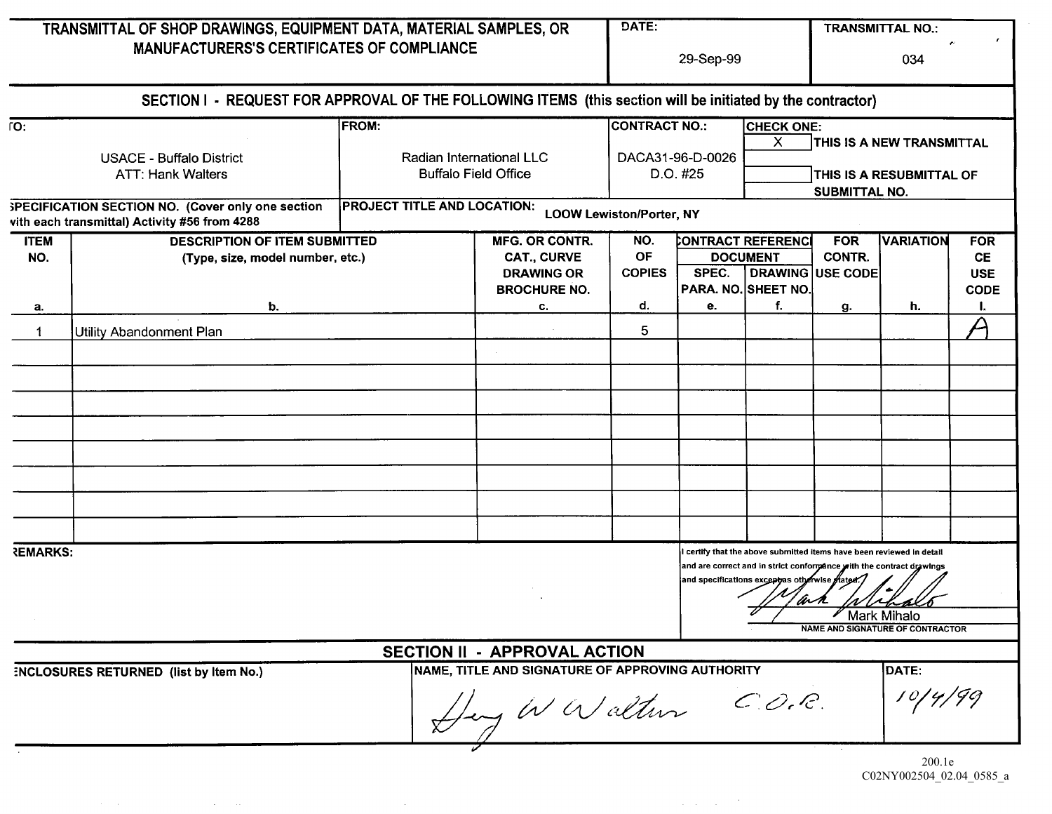# TRANSMITTAL OF SHOP DRAWINGS, EQUIPMENT DATA, MATERIAL SAMPLES, OR MANUFACTURERS'S CERTIFICATES OF COMPLIANCE

**DATE:** 29-Sep-99

**TRANSMITTAL NO.:** 034

## SECTION I - REQUEST FOR APPROVAL OF THE FOLLOWING ITEMS (this section will be initiated by the contractor)

| TO: | FROM: | CONTRACT NO.: | CHECK ONE: |
|---|---|---|---|
| USACE - Buffalo District<br>ATT: Hank Walters | Radian International LLC<br>Buffalo Field Office | DACA31-96-D-0026<br>D.O. #25 | [X] THIS IS A NEW TRANSMITTAL<br>[ ] THIS IS A RESUBMITTAL OF SUBMITTAL NO. |

**SPECIFICATION SECTION NO. (Cover only one section with each transmittal)** Activity #56 from 4288

**PROJECT TITLE AND LOCATION:** LOOW Lewiston/Porter, NY

| ITEM NO. | DESCRIPTION OF ITEM SUBMITTED (Type, size, model number, etc.) | MFG. OR CONTR. CAT., CURVE DRAWING OR BROCHURE NO. | NO. OF COPIES | CONTRACT REFERENCE DOCUMENT | | FOR CONTR. USE CODE | VARIATION | FOR CE USE CODE |
|---|---|---|---|---|---|---|---|---|
| | | | | SPEC. PARA. NO. | DRAWING SHEET NO. | | | |
| a. | b. | c. | d. | e. | f. | g. | h. | I. |
| 1 | Utility Abandonment Plan | | 5 | | | | | A |

**REMARKS:**

I certify that the above submitted items have been reviewed in detail and are correct and in strict conformance with the contract drawings and specifications except as otherwise stated.

Mark Mihalo

NAME AND SIGNATURE OF CONTRACTOR

## SECTION II - APPROVAL ACTION

| ENCLOSURES RETURNED (list by Item No.) | NAME, TITLE AND SIGNATURE OF APPROVING AUTHORITY | DATE: |
|---|---|---|
| | Henry W Walters C.O.R. | 10/4/99 |

200.1e
C02NY002504_02.04_0585_a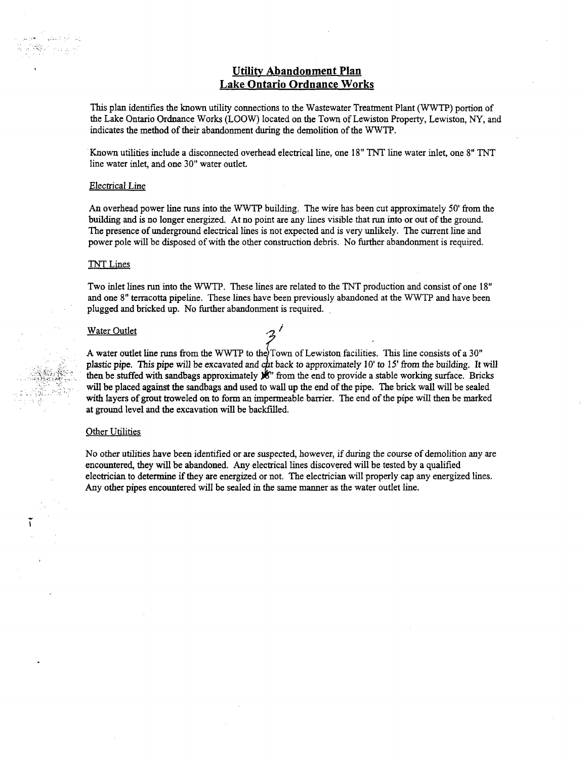# Utility Abandonment Plan
# Lake Ontario Ordnance Works

This plan identifies the known utility connections to the Wastewater Treatment Plant (WWTP) portion of the Lake Ontario Ordnance Works (LOOW) located on the Town of Lewiston Property, Lewiston, NY, and indicates the method of their abandonment during the demolition of the WWTP.

Known utilities include a disconnected overhead electrical line, one 18" TNT line water inlet, one 8" TNT line water inlet, and one 30" water outlet.

## Electrical Line

An overhead power line runs into the WWTP building. The wire has been cut approximately 50' from the building and is no longer energized. At no point are any lines visible that run into or out of the ground. The presence of underground electrical lines is not expected and is very unlikely. The current line and power pole will be disposed of with the other construction debris. No further abandonment is required.

## TNT Lines

Two inlet lines run into the WWTP. These lines are related to the TNT production and consist of one 18" and one 8" terracotta pipeline. These lines have been previously abandoned at the WWTP and have been plugged and bricked up. No further abandonment is required.

## Water Outlet

A water outlet line runs from the WWTP to the Town of Lewiston facilities. This line consists of a 30" plastic pipe. This pipe will be excavated and cut back to approximately 10' to 15' from the building. It will then be stuffed with sandbags approximately 3' from the end to provide a stable working surface. Bricks will be placed against the sandbags and used to wall up the end of the pipe. The brick wall will be sealed with layers of grout troweled on to form an impermeable barrier. The end of the pipe will then be marked at ground level and the excavation will be backfilled.

## Other Utilities

No other utilities have been identified or are suspected, however, if during the course of demolition any are encountered, they will be abandoned. Any electrical lines discovered will be tested by a qualified electrician to determine if they are energized or not. The electrician will properly cap any energized lines. Any other pipes encountered will be sealed in the same manner as the water outlet line.